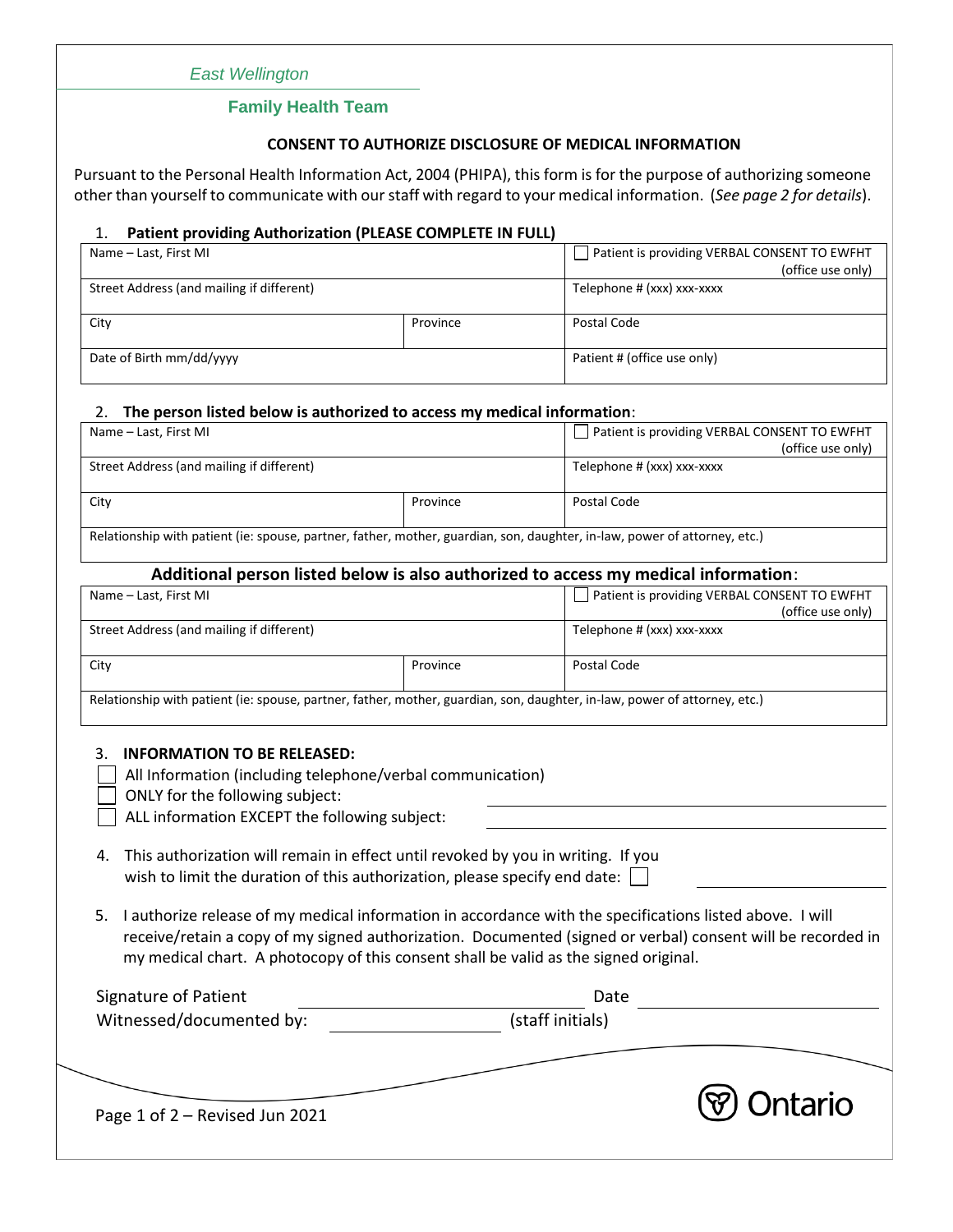*East Wellington*

**Family Health Team**

## CONSENT TO AUTHORIZE DISCLOSURE OF MEDICAL INFORMATION

Pursuant to the Personal Health Information Act, 2004 (PHIPA), this form is for the purpose of authorizing someone other than yourself to communicate with our staff with regard to your medical information. (*See page 2 for details*).

### 1. Patient providing Authorization (PLEASE COMPLETE IN FULL)

| Name – Last, First MI | | ☐ Patient is providing VERBAL CONSENT TO EWFHT (office use only) |
|---|---|---|
| Street Address (and mailing if different) | | Telephone # (xxx) xxx-xxxx |
| City | Province | Postal Code |
| Date of Birth mm/dd/yyyy | | Patient # (office use only) |

### 2. The person listed below is authorized to access my medical information:

| Name – Last, First MI | | ☐ Patient is providing VERBAL CONSENT TO EWFHT (office use only) |
|---|---|---|
| Street Address (and mailing if different) | | Telephone # (xxx) xxx-xxxx |
| City | Province | Postal Code |
| Relationship with patient (ie: spouse, partner, father, mother, guardian, son, daughter, in-law, power of attorney, etc.) | | |

**Additional person listed below is also authorized to access my medical information:**

| Name – Last, First MI | | ☐ Patient is providing VERBAL CONSENT TO EWFHT (office use only) |
|---|---|---|
| Street Address (and mailing if different) | | Telephone # (xxx) xxx-xxxx |
| City | Province | Postal Code |
| Relationship with patient (ie: spouse, partner, father, mother, guardian, son, daughter, in-law, power of attorney, etc.) | | |

### 3. INFORMATION TO BE RELEASED:

- ☐ All Information (including telephone/verbal communication)
- ☐ ONLY for the following subject: \_\_\_\_\_\_\_\_\_\_\_\_\_\_\_\_\_\_\_\_
- ☐ ALL information EXCEPT the following subject: \_\_\_\_\_\_\_\_\_\_\_\_\_\_\_\_\_\_\_\_

4. This authorization will remain in effect until revoked by you in writing. If you wish to limit the duration of this authorization, please specify end date: ☐ \_\_\_\_\_\_\_\_\_\_\_\_\_\_\_\_

5. I authorize release of my medical information in accordance with the specifications listed above. I will receive/retain a copy of my signed authorization. Documented (signed or verbal) consent will be recorded in my medical chart. A photocopy of this consent shall be valid as the signed original.

Signature of Patient \_\_\_\_\_\_\_\_\_\_\_\_\_\_\_\_\_\_\_\_ Date \_\_\_\_\_\_\_\_\_\_\_\_\_\_\_\_

Witnessed/documented by: \_\_\_\_\_\_\_\_\_\_\_\_\_\_\_\_ (staff initials)

Ontario

Revised Jun 2021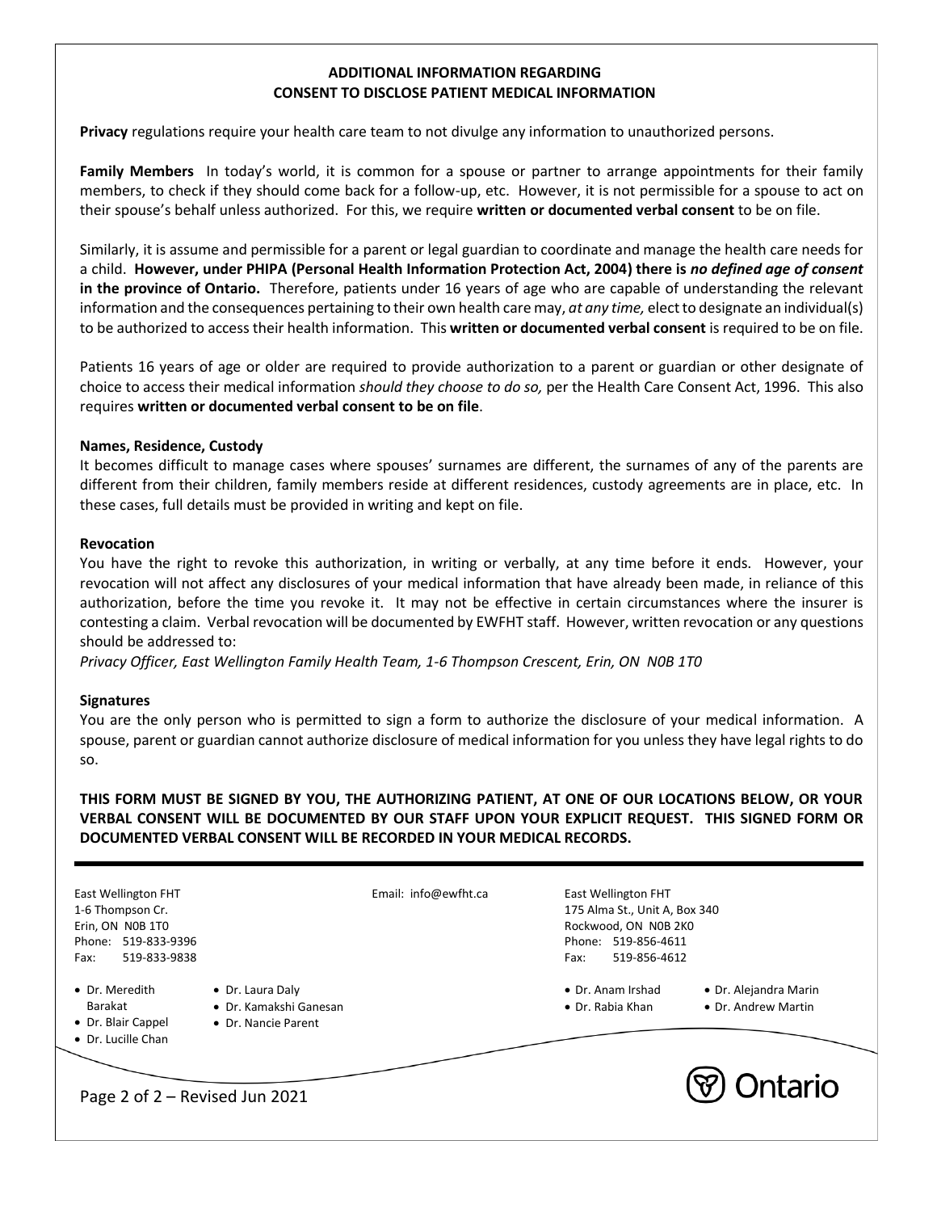## ADDITIONAL INFORMATION REGARDING CONSENT TO DISCLOSE PATIENT MEDICAL INFORMATION

**Privacy** regulations require your health care team to not divulge any information to unauthorized persons.

**Family Members** In today's world, it is common for a spouse or partner to arrange appointments for their family members, to check if they should come back for a follow-up, etc. However, it is not permissible for a spouse to act on their spouse's behalf unless authorized. For this, we require **written or documented verbal consent** to be on file.

Similarly, it is assume and permissible for a parent or legal guardian to coordinate and manage the health care needs for a child. **However, under PHIPA (Personal Health Information Protection Act, 2004) there is *no defined age of consent* in the province of Ontario.** Therefore, patients under 16 years of age who are capable of understanding the relevant information and the consequences pertaining to their own health care may, *at any time,* elect to designate an individual(s) to be authorized to access their health information. This **written or documented verbal consent** is required to be on file.

Patients 16 years of age or older are required to provide authorization to a parent or guardian or other designate of choice to access their medical information *should they choose to do so,* per the Health Care Consent Act, 1996. This also requires **written or documented verbal consent to be on file**.

**Names, Residence, Custody**

It becomes difficult to manage cases where spouses' surnames are different, the surnames of any of the parents are different from their children, family members reside at different residences, custody agreements are in place, etc. In these cases, full details must be provided in writing and kept on file.

**Revocation**

You have the right to revoke this authorization, in writing or verbally, at any time before it ends. However, your revocation will not affect any disclosures of your medical information that have already been made, in reliance of this authorization, before the time you revoke it. It may not be effective in certain circumstances where the insurer is contesting a claim. Verbal revocation will be documented by EWFHT staff. However, written revocation or any questions should be addressed to:

*Privacy Officer, East Wellington Family Health Team, 1-6 Thompson Crescent, Erin, ON N0B 1T0*

**Signatures**

You are the only person who is permitted to sign a form to authorize the disclosure of your medical information. A spouse, parent or guardian cannot authorize disclosure of medical information for you unless they have legal rights to do so.

**THIS FORM MUST BE SIGNED BY YOU, THE AUTHORIZING PATIENT, AT ONE OF OUR LOCATIONS BELOW, OR YOUR VERBAL CONSENT WILL BE DOCUMENTED BY OUR STAFF UPON YOUR EXPLICIT REQUEST. THIS SIGNED FORM OR DOCUMENTED VERBAL CONSENT WILL BE RECORDED IN YOUR MEDICAL RECORDS.**

---

East Wellington FHT
1-6 Thompson Cr.
Erin, ON N0B 1T0
Phone: 519-833-9396
Fax: 519-833-9838

Email: info@ewfht.ca

East Wellington FHT
175 Alma St., Unit A, Box 340
Rockwood, ON N0B 2K0
Phone: 519-856-4611
Fax: 519-856-4612

- Dr. Meredith Barakat
- Dr. Blair Cappel
- Dr. Lucille Chan
- Dr. Laura Daly
- Dr. Kamakshi Ganesan
- Dr. Nancie Parent

- Dr. Anam Irshad
- Dr. Rabia Khan
- Dr. Alejandra Marin
- Dr. Andrew Martin

Ontario

Revised Jun 2021